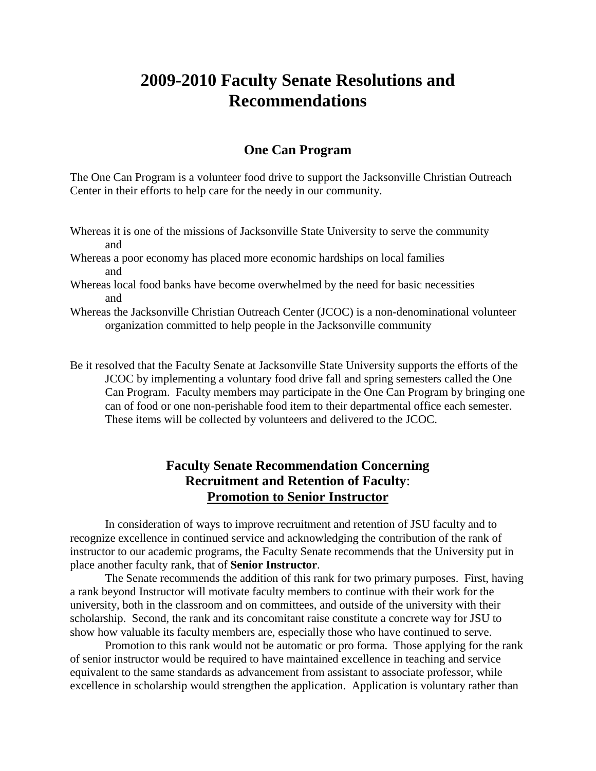# 2009-2010 Faculty Senate Resolutions and Recommendations

## One Can Program

The One Can Program is a volunteer food drive to support the Jacksonville Christian Outreach Center in their efforts to help care for the needy in our community.

Whereas it is one of the missions of Jacksonville State University to serve the community and

Whereas a poor economy has placed more economic hardships on local families and

Whereas local food banks have become overwhelmed by the need for basic necessities and

Whereas the Jacksonville Christian Outreach Center (JCOC) is a non-denominational volunteer organization committed to help people in the Jacksonville community

Be it resolved that the Faculty Senate at Jacksonville State University supports the efforts of the JCOC by implementing a voluntary food drive fall and spring semesters called the One Can Program. Faculty members may participate in the One Can Program by bringing one can of food or one non-perishable food item to their departmental office each semester. These items will be collected by volunteers and delivered to the JCOC.

## Faculty Senate Recommendation Concerning Recruitment and Retention of Faculty: Promotion to Senior Instructor

In consideration of ways to improve recruitment and retention of JSU faculty and to recognize excellence in continued service and acknowledging the contribution of the rank of instructor to our academic programs, the Faculty Senate recommends that the University put in place another faculty rank, that of **Senior Instructor**.

The Senate recommends the addition of this rank for two primary purposes. First, having a rank beyond Instructor will motivate faculty members to continue with their work for the university, both in the classroom and on committees, and outside of the university with their scholarship. Second, the rank and its concomitant raise constitute a concrete way for JSU to show how valuable its faculty members are, especially those who have continued to serve.

Promotion to this rank would not be automatic or pro forma. Those applying for the rank of senior instructor would be required to have maintained excellence in teaching and service equivalent to the same standards as advancement from assistant to associate professor, while excellence in scholarship would strengthen the application. Application is voluntary rather than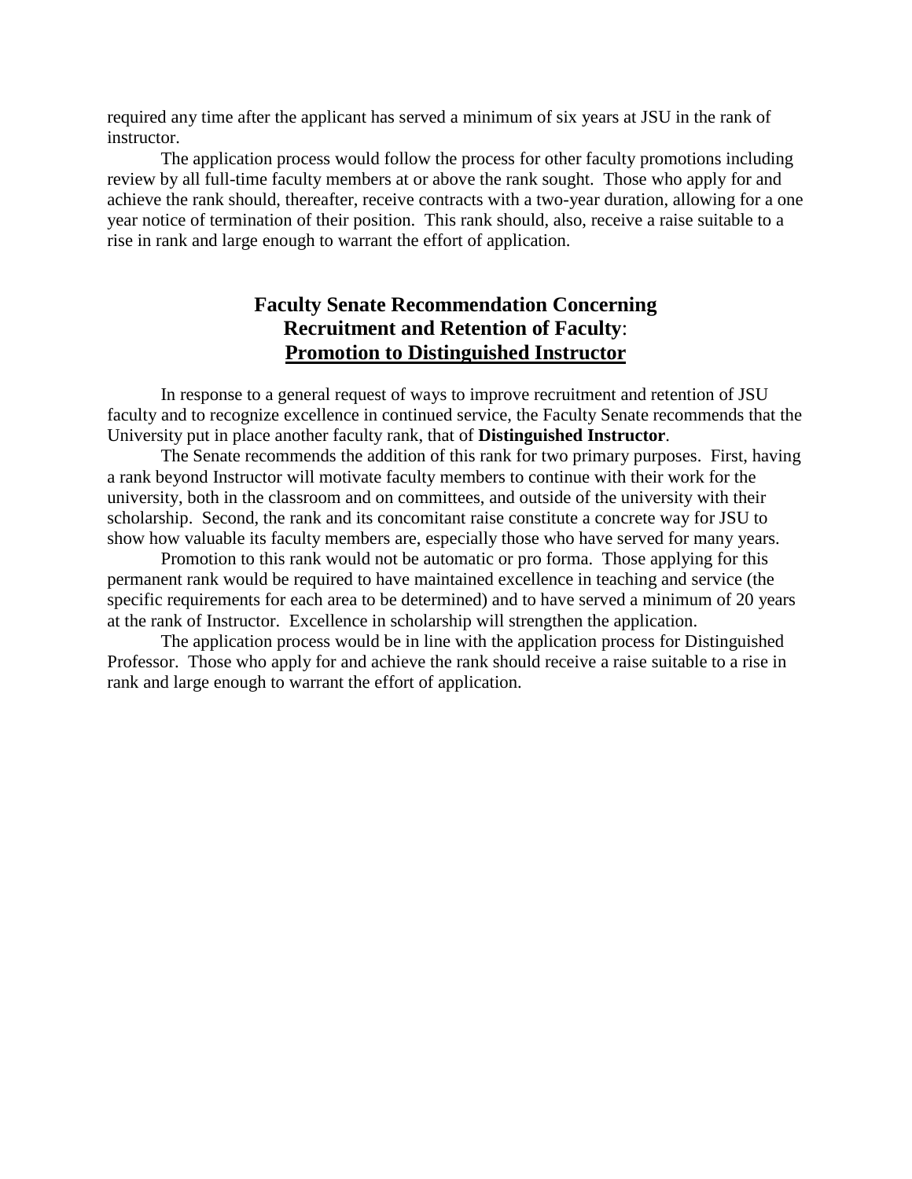required any time after the applicant has served a minimum of six years at JSU in the rank of instructor.

The application process would follow the process for other faculty promotions including review by all full-time faculty members at or above the rank sought. Those who apply for and achieve the rank should, thereafter, receive contracts with a two-year duration, allowing for a one year notice of termination of their position. This rank should, also, receive a raise suitable to a rise in rank and large enough to warrant the effort of application.

## Faculty Senate Recommendation Concerning Recruitment and Retention of Faculty: <u>Promotion to Distinguished Instructor</u>

In response to a general request of ways to improve recruitment and retention of JSU faculty and to recognize excellence in continued service, the Faculty Senate recommends that the University put in place another faculty rank, that of **Distinguished Instructor**.

The Senate recommends the addition of this rank for two primary purposes. First, having a rank beyond Instructor will motivate faculty members to continue with their work for the university, both in the classroom and on committees, and outside of the university with their scholarship. Second, the rank and its concomitant raise constitute a concrete way for JSU to show how valuable its faculty members are, especially those who have served for many years.

Promotion to this rank would not be automatic or pro forma. Those applying for this permanent rank would be required to have maintained excellence in teaching and service (the specific requirements for each area to be determined) and to have served a minimum of 20 years at the rank of Instructor. Excellence in scholarship will strengthen the application.

The application process would be in line with the application process for Distinguished Professor. Those who apply for and achieve the rank should receive a raise suitable to a rise in rank and large enough to warrant the effort of application.